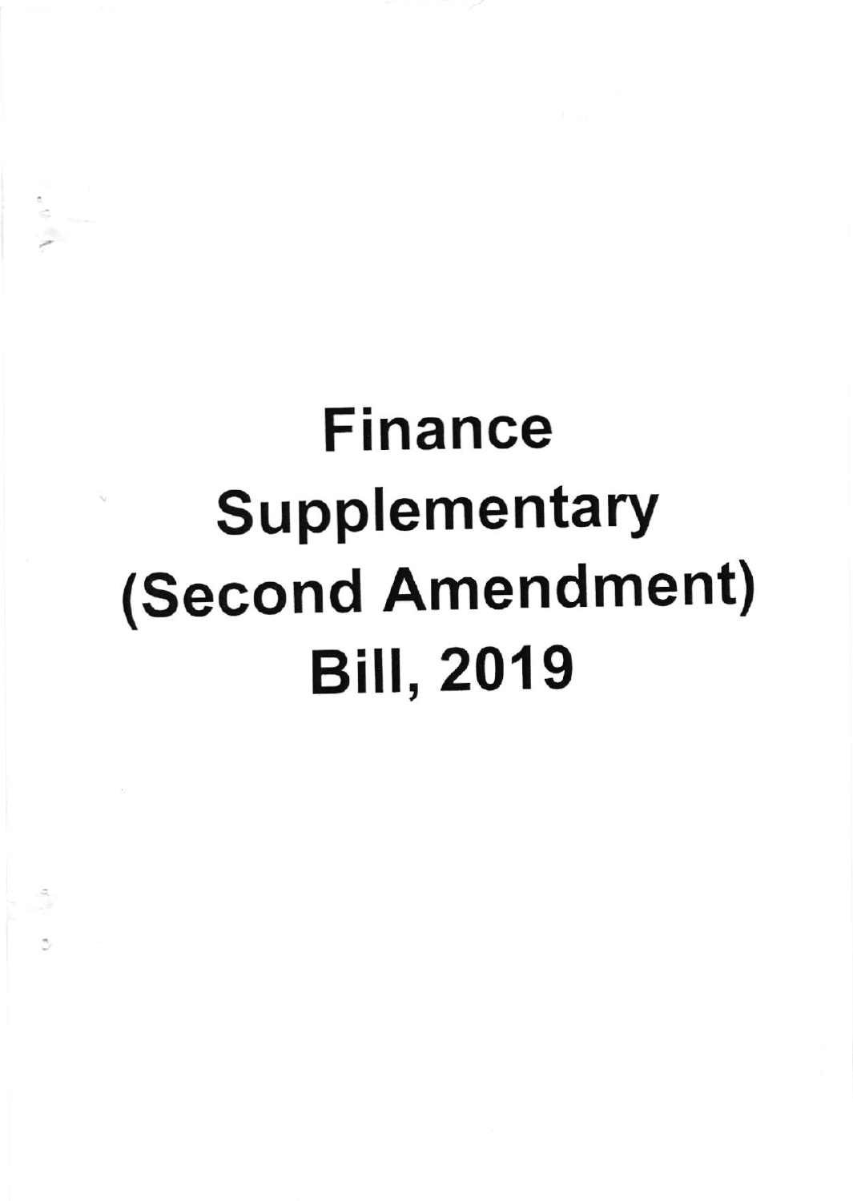# Finance Supplementary (Second Amendment) Bill, 2019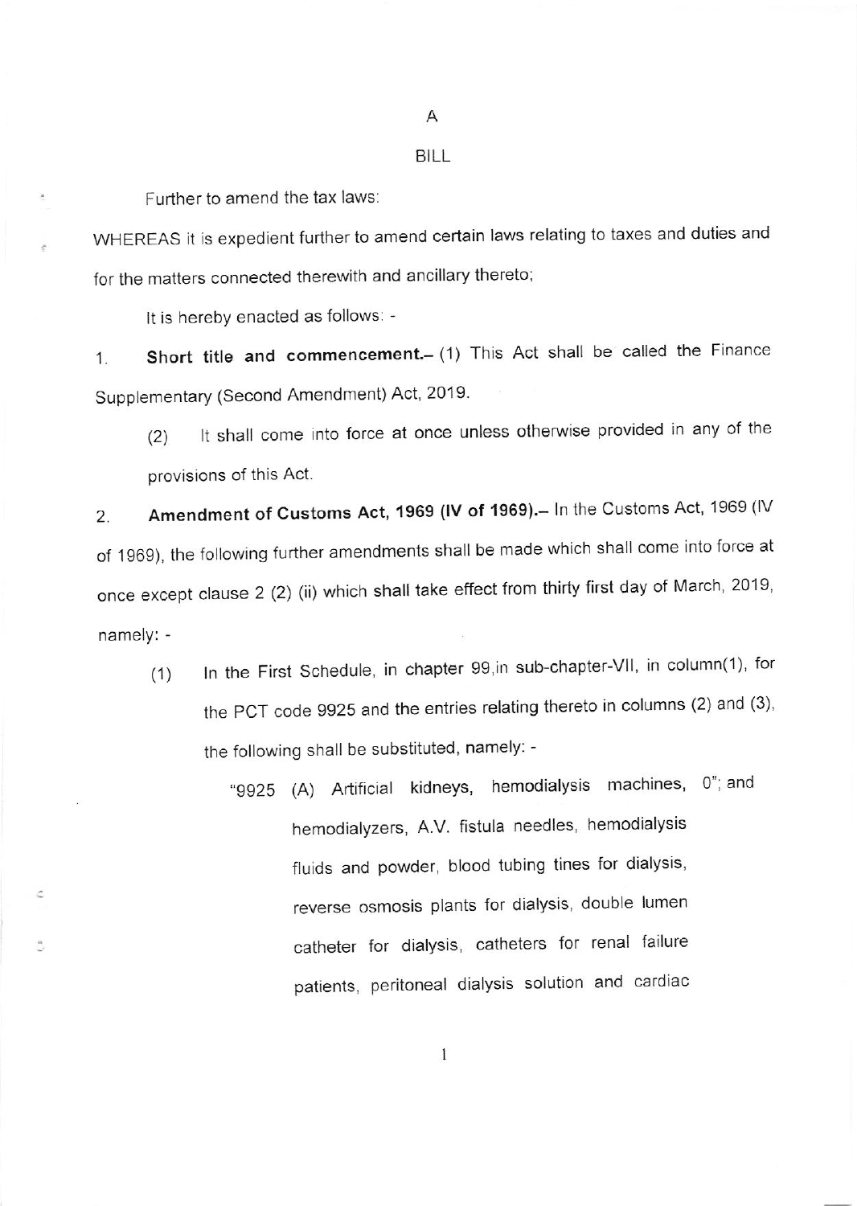A

BILL

Further to amend the tax laws:

WHEREAS it is expedient further to amend certain laws relating to taxes and duties and for the matters connected therewith and ancillary thereto;

It is hereby enacted as follows: -

1. **Short title and commencement.**– (1) This Act shall be called the Finance Supplementary (Second Amendment) Act, 2019.

   (2) It shall come into force at once unless otherwise provided in any of the provisions of this Act.

2. **Amendment of Customs Act, 1969 (IV of 1969).**– In the Customs Act, 1969 (IV of 1969), the following further amendments shall be made which shall come into force at once except clause 2 (2) (ii) which shall take effect from thirty first day of March, 2019, namely: -

   (1) In the First Schedule, in chapter 99,in sub-chapter-VII, in column(1), for the PCT code 9925 and the entries relating thereto in columns (2) and (3), the following shall be substituted, namely: -

   "9925 (A) Artificial kidneys, hemodialysis machines, hemodialyzers, A.V. fistula needles, hemodialysis fluids and powder, blood tubing tines for dialysis, reverse osmosis plants for dialysis, double lumen catheter for dialysis, catheters for renal failure patients, peritoneal dialysis solution and cardiac 0"; and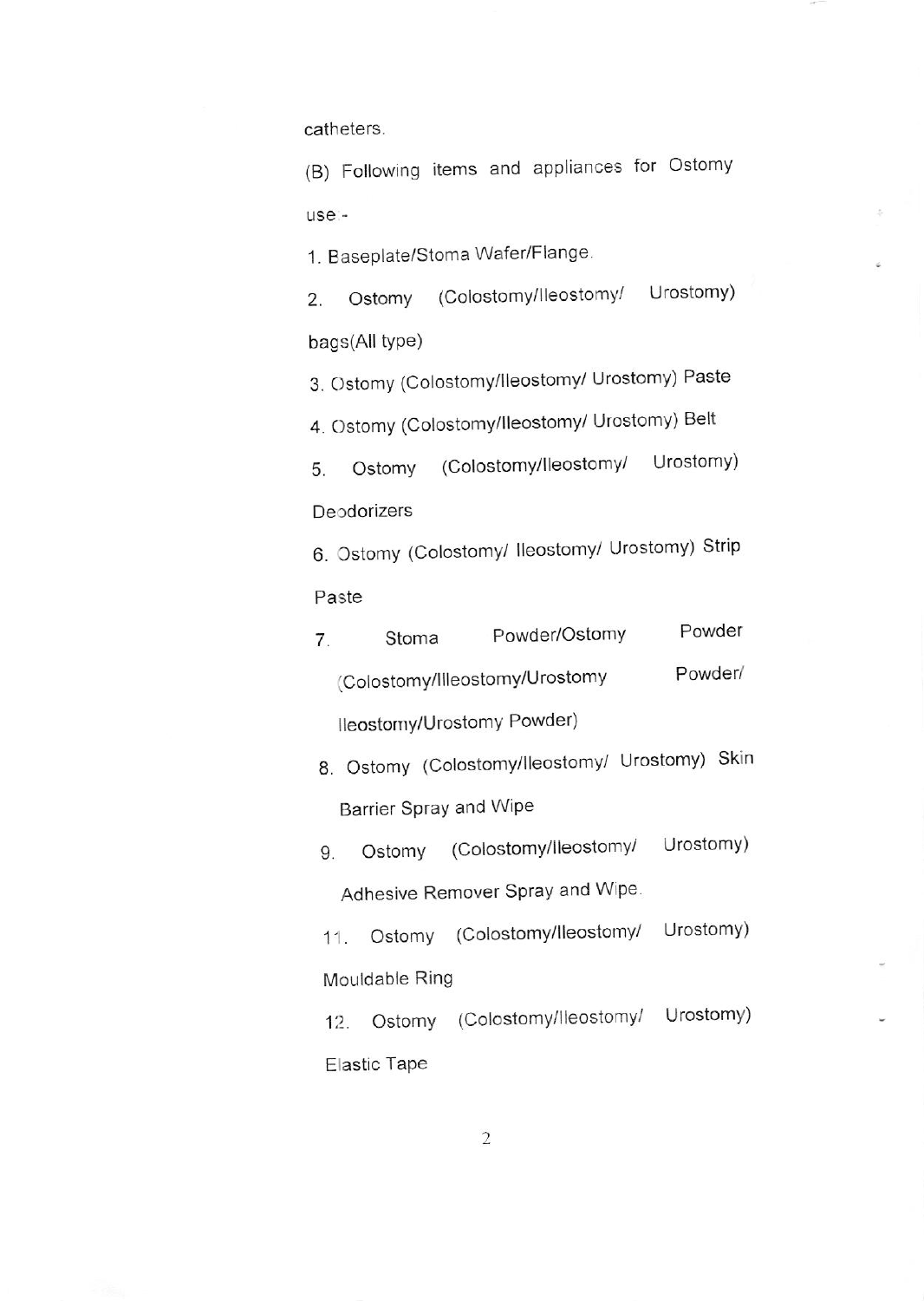catheters.

(B) Following items and appliances for Ostomy use -

1. Baseplate/Stoma Wafer/Flange.
2. Ostomy (Colostomy/Ileostomy/ Urostomy) bags(All type)
3. Ostomy (Colostomy/Ileostomy/ Urostomy) Paste
4. Ostomy (Colostomy/Ileostomy/ Urostomy) Belt
5. Ostomy (Colostomy/Ileostomy/ Urostomy) Deodorizers
6. Ostomy (Colostomy/ Ileostomy/ Urostomy) Strip Paste
7. Stoma Powder/Ostomy Powder (Colostomy/Illeostomy/Urostomy Powder/ Ileostomy/Urostomy Powder)
8. Ostomy (Colostomy/Ileostomy/ Urostomy) Skin Barrier Spray and Wipe
9. Ostomy (Colostomy/Ileostomy/ Urostomy) Adhesive Remover Spray and Wipe.

11. Ostomy (Colostomy/Ileostomy/ Urostomy) Mouldable Ring

12. Ostomy (Colostomy/Ileostomy/ Urostomy) Elastic Tape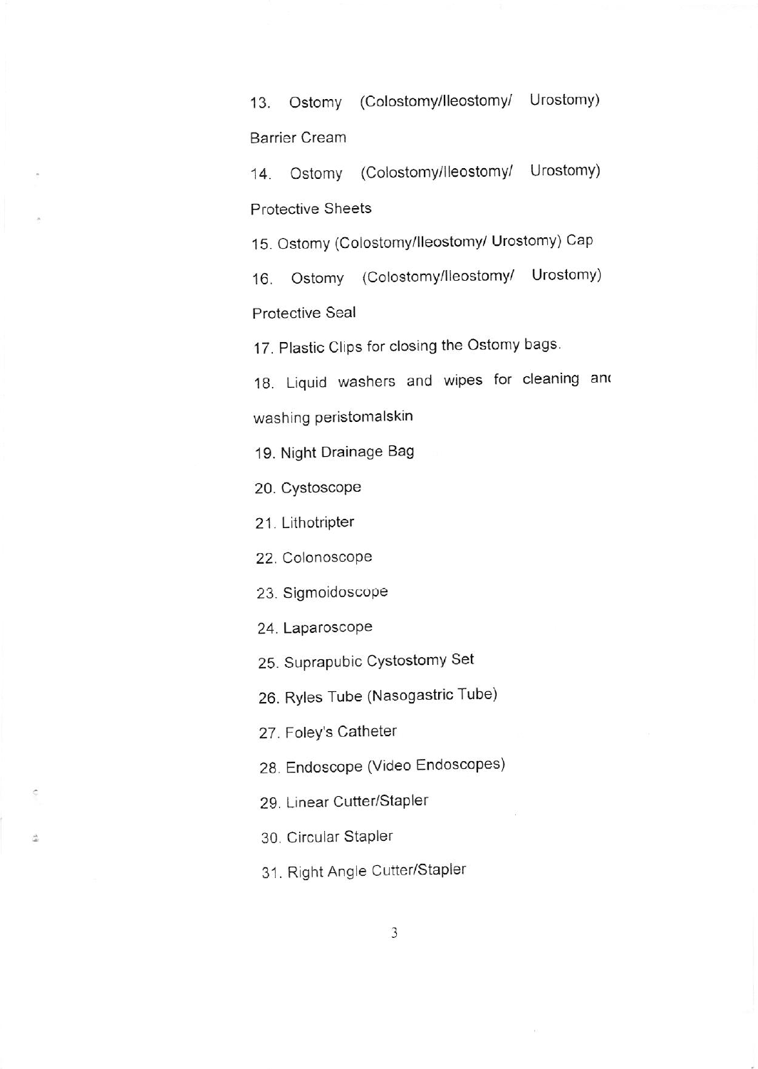13. Ostomy (Colostomy/Ileostomy/ Urostomy) Barrier Cream
14. Ostomy (Colostomy/Ileostomy/ Urostomy) Protective Sheets
15. Ostomy (Colostomy/Ileostomy/ Urostomy) Cap
16. Ostomy (Colostomy/Ileostomy/ Urostomy) Protective Seal
17. Plastic Clips for closing the Ostomy bags.
18. Liquid washers and wipes for cleaning and washing peristomalskin
19. Night Drainage Bag
20. Cystoscope
21. Lithotripter
22. Colonoscope
23. Sigmoidoscope
24. Laparoscope
25. Suprapubic Cystostomy Set
26. Ryles Tube (Nasogastric Tube)
27. Foley's Catheter
28. Endoscope (Video Endoscopes)
29. Linear Cutter/Stapler
30. Circular Stapler
31. Right Angle Cutter/Stapler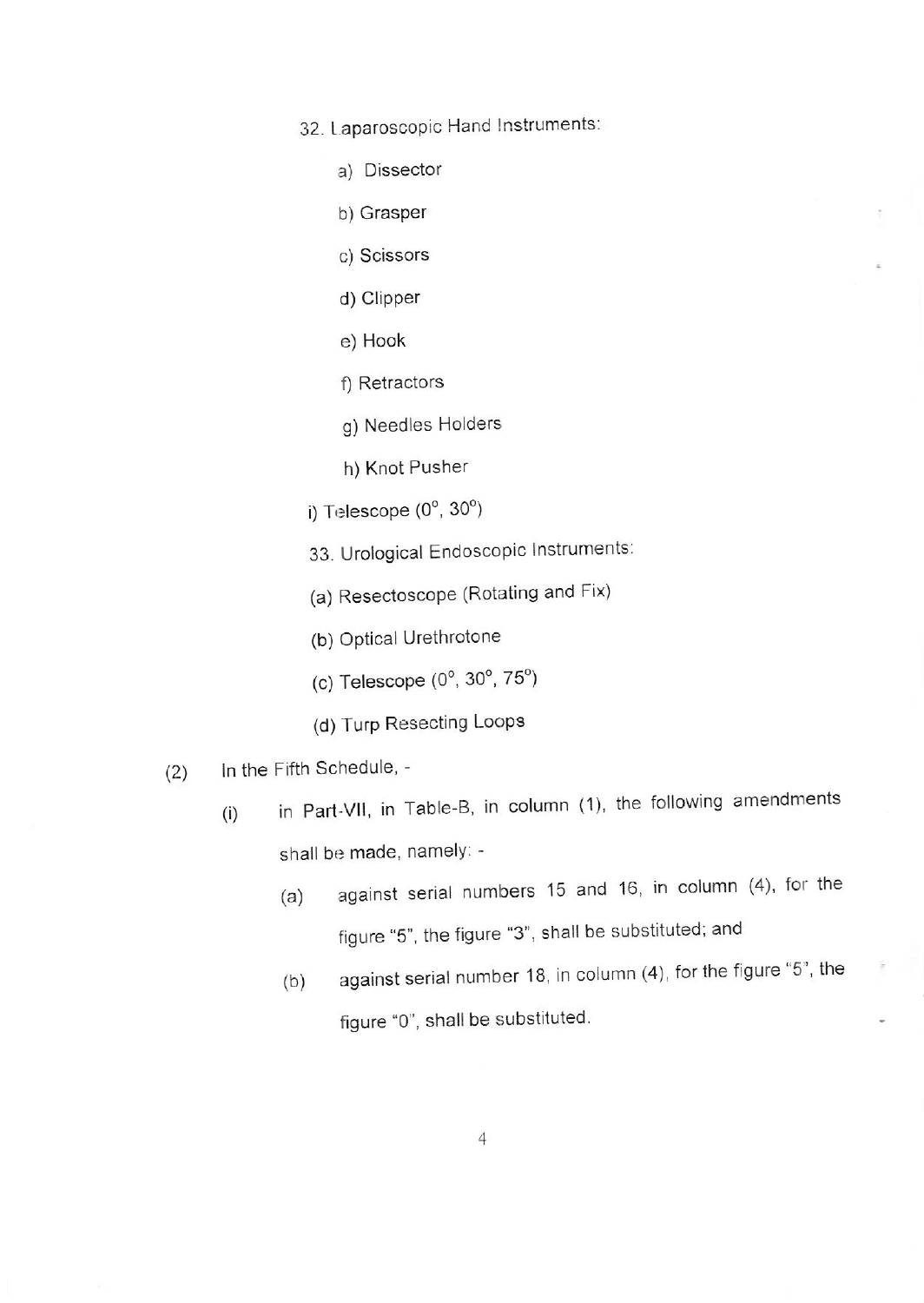32. Laparoscopic Hand Instruments:

a) Dissector

b) Grasper

c) Scissors

d) Clipper

e) Hook

f) Retractors

g) Needles Holders

h) Knot Pusher

i) Telescope ($0^{o}$, $30^{o}$)

33. Urological Endoscopic Instruments:

(a) Resectoscope (Rotating and Fix)

(b) Optical Urethrotone

(c) Telescope ($0^{o}$, $30^{o}$, $75^{o}$)

(d) Turp Resecting Loops

(2) In the Fifth Schedule, -

(i) in Part-VII, in Table-B, in column (1), the following amendments shall be made, namely: -

(a) against serial numbers 15 and 16, in column (4), for the figure "5", the figure "3", shall be substituted; and

(b) against serial number 18, in column (4), for the figure "5", the figure "0", shall be substituted.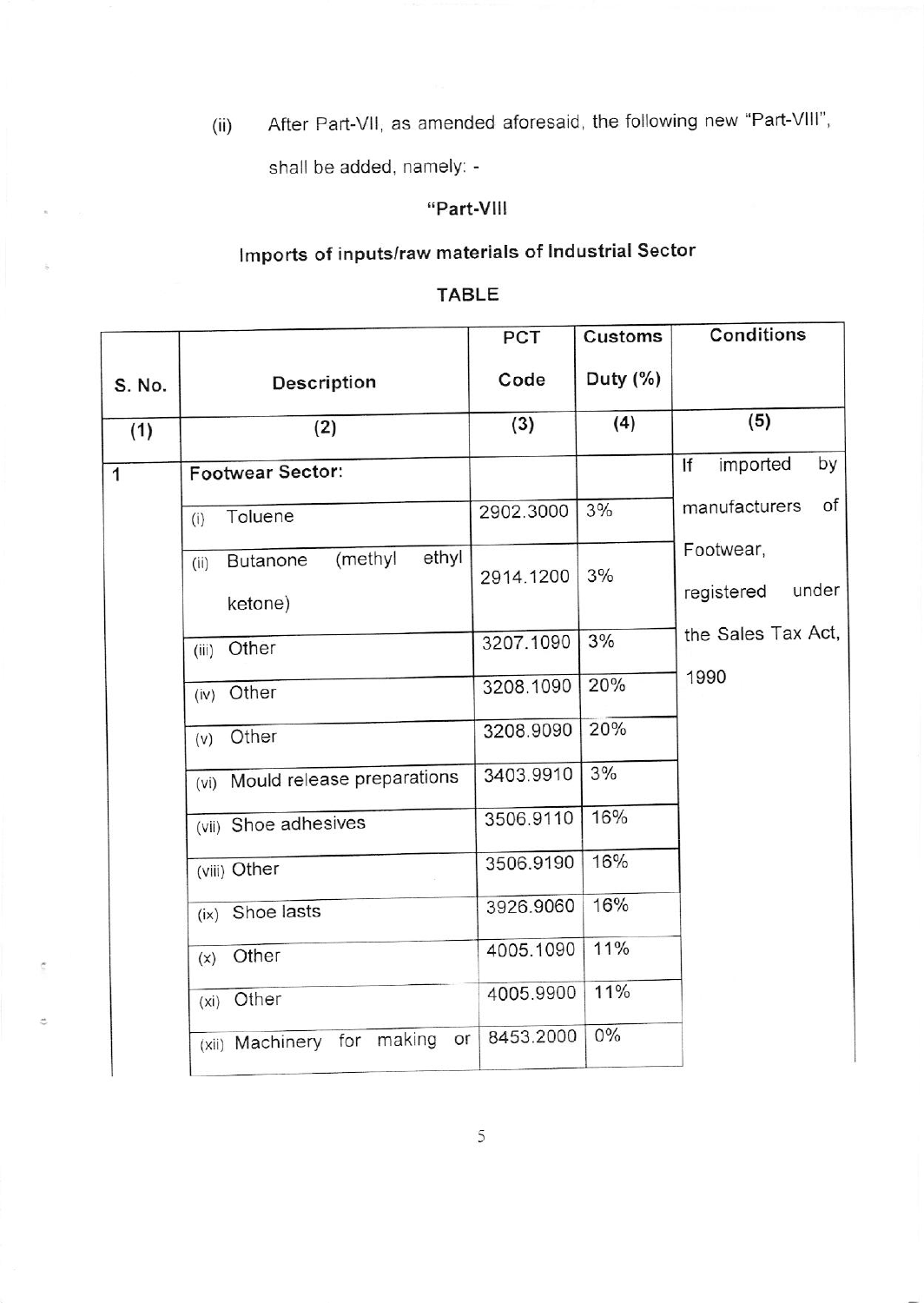(ii) After Part-VII, as amended aforesaid, the following new "Part-VIII", shall be added, namely: -

"Part-VIII

**Imports of inputs/raw materials of Industrial Sector**

**TABLE**

| S. No. | Description | PCT Code | Customs Duty (%) | Conditions |
|---|---|---|---|---|
| (1) | (2) | (3) | (4) | (5) |
| 1 | **Footwear Sector:** | | | If imported by manufacturers of Footwear, registered under the Sales Tax Act, 1990 |
| | (i) Toluene | 2902.3000 | 3% | |
| | (ii) Butanone (methyl ethyl ketone) | 2914.1200 | 3% | |
| | (iii) Other | 3207.1090 | 3% | |
| | (iv) Other | 3208.1090 | 20% | |
| | (v) Other | 3208.9090 | 20% | |
| | (vi) Mould release preparations | 3403.9910 | 3% | |
| | (vii) Shoe adhesives | 3506.9110 | 16% | |
| | (viii) Other | 3506.9190 | 16% | |
| | (ix) Shoe lasts | 3926.9060 | 16% | |
| | (x) Other | 4005.1090 | 11% | |
| | (xi) Other | 4005.9900 | 11% | |
| | (xii) Machinery for making or | 8453.2000 | 0% | |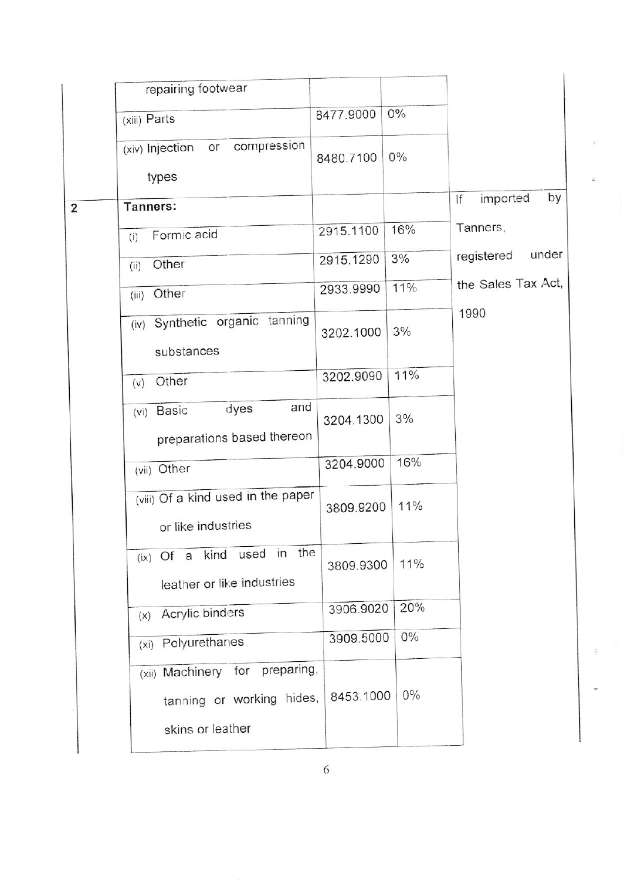| | | | | |
|---|---|---|---|---|
| | repairing footwear | | | |
| | (xiii) Parts | 8477.9000 | 0% | |
| | (xiv) Injection or compression types | 8480.7100 | 0% | |
| 2 | **Tanners:** | | | If imported by Tanners, registered under the Sales Tax Act, 1990 |
| | (i) Formic acid | 2915.1100 | 16% | |
| | (ii) Other | 2915.1290 | 3% | |
| | (iii) Other | 2933.9990 | 11% | |
| | (iv) Synthetic organic tanning substances | 3202.1000 | 3% | |
| | (v) Other | 3202.9090 | 11% | |
| | (vi) Basic dyes and preparations based thereon | 3204.1300 | 3% | |
| | (vii) Other | 3204.9000 | 16% | |
| | (viii) Of a kind used in the paper or like industries | 3809.9200 | 11% | |
| | (ix) Of a kind used in the leather or like industries | 3809.9300 | 11% | |
| | (x) Acrylic binders | 3906.9020 | 20% | |
| | (xi) Polyurethanes | 3909.5000 | 0% | |
| | (xii) Machinery for preparing, tanning or working hides, skins or leather | 8453.1000 | 0% | |